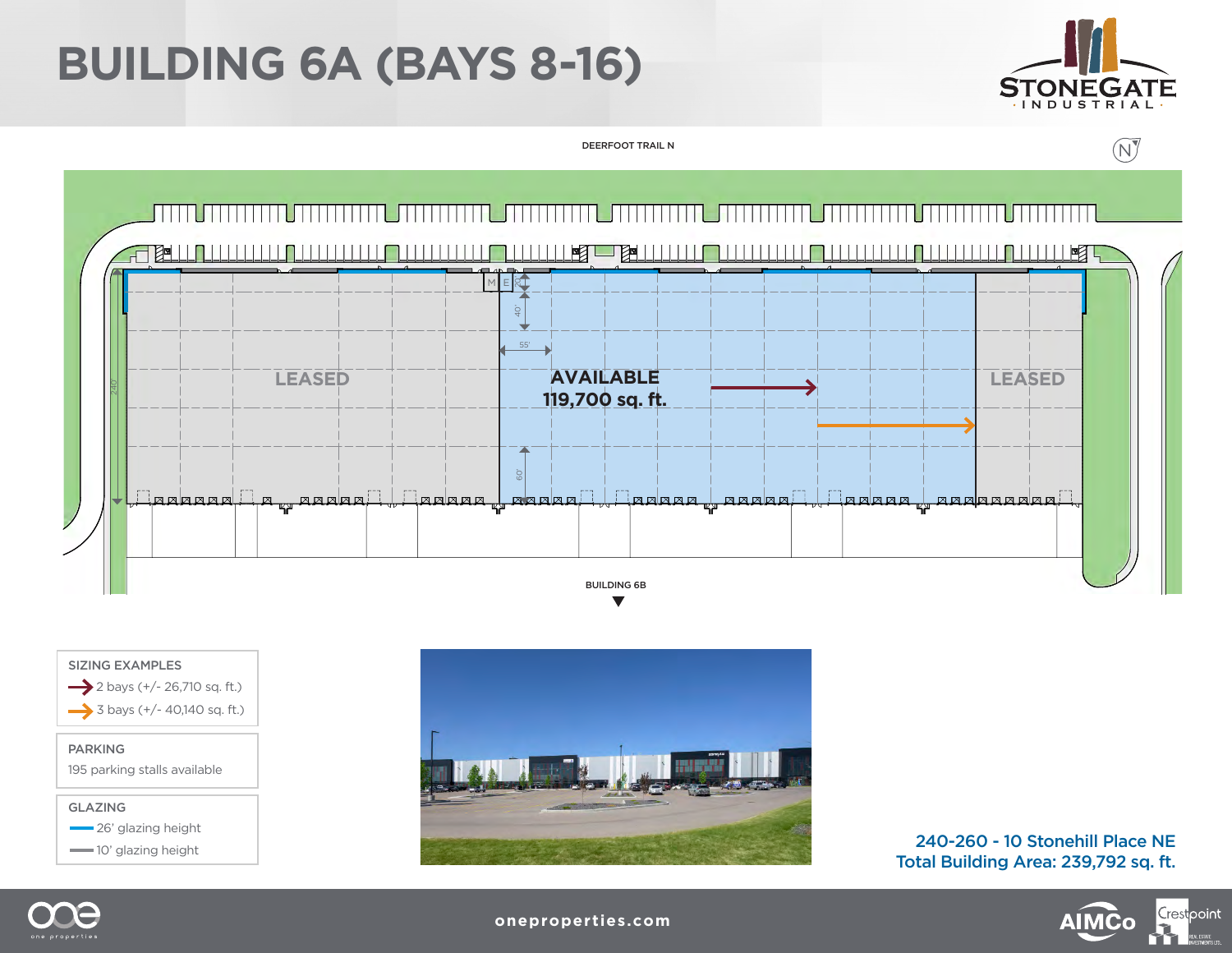# BUILDING 6A (BAYS 8-16)

STONEGATE INDUSTRIAL

DEERFOOT TRAIL N

LEASED

AVAILABLE
119,700 sq. ft.

LEASED

BUILDING 6B

**SIZING EXAMPLES**

- 2 bays (+/- 26,710 sq. ft.)
- 3 bays (+/- 40,140 sq. ft.)

**PARKING**

195 parking stalls available

**GLAZING**

- 26' glazing height
- 10' glazing height

**240-260 - 10 Stonehill Place NE**
**Total Building Area: 239,792 sq. ft.**

oneproperties.com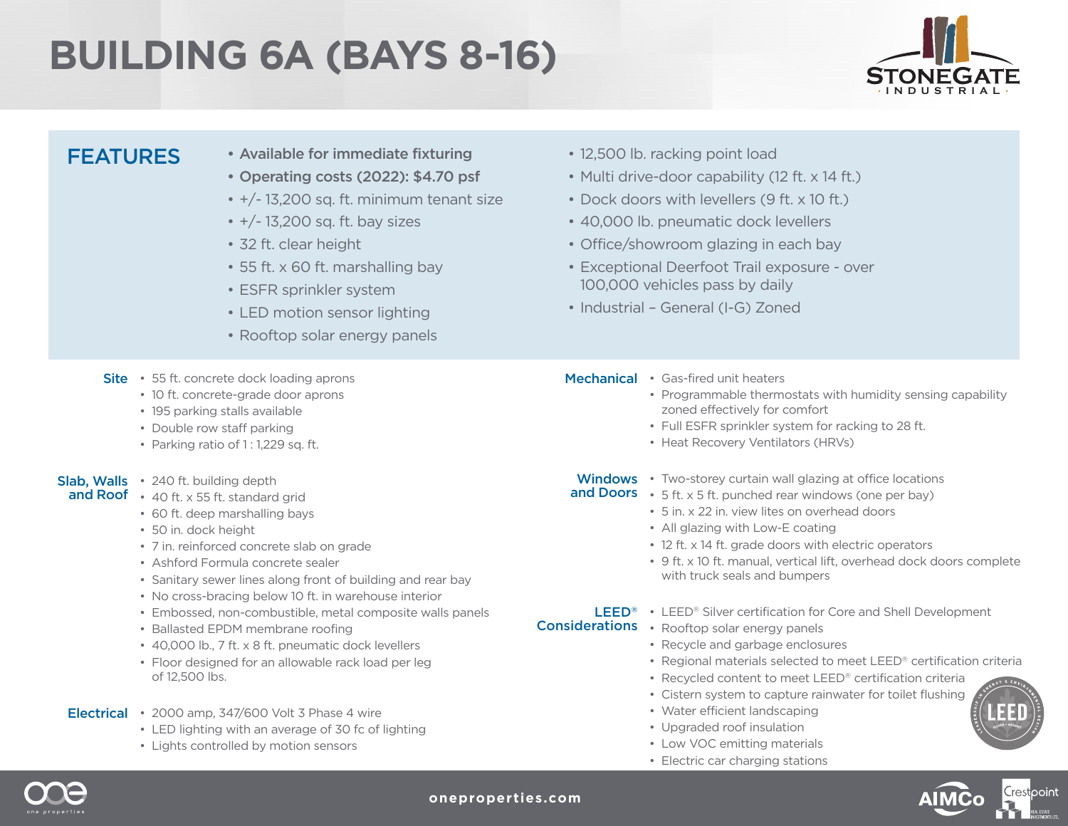# BUILDING 6A (BAYS 8-16)

## FEATURES

- **Available for immediate fixturing**
- **Operating costs (2022): $4.70 psf**
- +/- 13,200 sq. ft. minimum tenant size
- +/- 13,200 sq. ft. bay sizes
- 32 ft. clear height
- 55 ft. x 60 ft. marshalling bay
- ESFR sprinkler system
- LED motion sensor lighting
- Rooftop solar energy panels
- 12,500 lb. racking point load
- Multi drive-door capability (12 ft. x 14 ft.)
- Dock doors with levellers (9 ft. x 10 ft.)
- 40,000 lb. pneumatic dock levellers
- Office/showroom glazing in each bay
- Exceptional Deerfoot Trail exposure - over 100,000 vehicles pass by daily
- Industrial – General (I-G) Zoned

### Site

- 55 ft. concrete dock loading aprons
- 10 ft. concrete-grade door aprons
- 195 parking stalls available
- Double row staff parking
- Parking ratio of 1 : 1,229 sq. ft.

### Slab, Walls and Roof

- 240 ft. building depth
- 40 ft. x 55 ft. standard grid
- 60 ft. deep marshalling bays
- 50 in. dock height
- 7 in. reinforced concrete slab on grade
- Ashford Formula concrete sealer
- Sanitary sewer lines along front of building and rear bay
- No cross-bracing below 10 ft. in warehouse interior
- Embossed, non-combustible, metal composite walls panels
- Ballasted EPDM membrane roofing
- 40,000 lb., 7 ft. x 8 ft. pneumatic dock levellers
- Floor designed for an allowable rack load per leg of 12,500 lbs.

### Electrical

- 2000 amp, 347/600 Volt 3 Phase 4 wire
- LED lighting with an average of 30 fc of lighting
- Lights controlled by motion sensors

### Mechanical

- Gas-fired unit heaters
- Programmable thermostats with humidity sensing capability zoned effectively for comfort
- Full ESFR sprinkler system for racking to 28 ft.
- Heat Recovery Ventilators (HRVs)

### Windows and Doors

- Two-storey curtain wall glazing at office locations
- 5 ft. x 5 ft. punched rear windows (one per bay)
- 5 in. x 22 in. view lites on overhead doors
- All glazing with Low-E coating
- 12 ft. x 14 ft. grade doors with electric operators
- 9 ft. x 10 ft. manual, vertical lift, overhead dock doors complete with truck seals and bumpers

### LEED® Considerations

- LEED® Silver certification for Core and Shell Development
- Rooftop solar energy panels
- Recycle and garbage enclosures
- Regional materials selected to meet LEED® certification criteria
- Recycled content to meet LEED® certification criteria
- Cistern system to capture rainwater for toilet flushing
- Water efficient landscaping
- Upgraded roof insulation
- Low VOC emitting materials
- Electric car charging stations

oneproperties.com